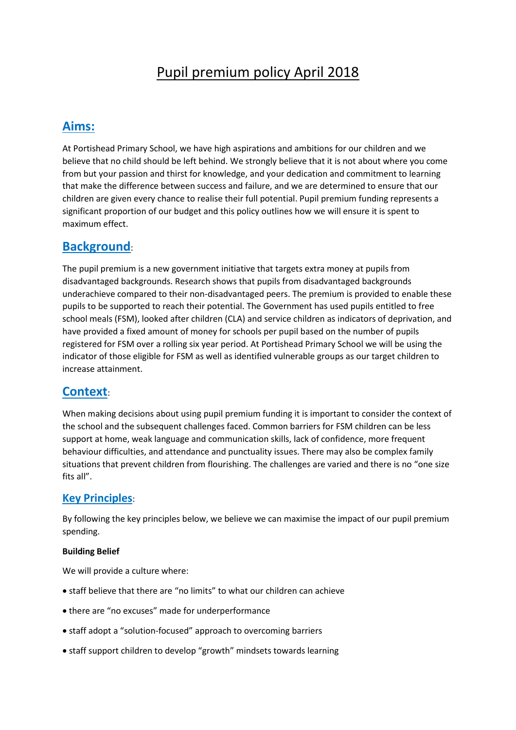# Pupil premium policy April 2018

## Aims:

At Portishead Primary School, we have high aspirations and ambitions for our children and we believe that no child should be left behind. We strongly believe that it is not about where you come from but your passion and thirst for knowledge, and your dedication and commitment to learning that make the difference between success and failure, and we are determined to ensure that our children are given every chance to realise their full potential. Pupil premium funding represents a significant proportion of our budget and this policy outlines how we will ensure it is spent to maximum effect.

## Background:

The pupil premium is a new government initiative that targets extra money at pupils from disadvantaged backgrounds. Research shows that pupils from disadvantaged backgrounds underachieve compared to their non-disadvantaged peers. The premium is provided to enable these pupils to be supported to reach their potential. The Government has used pupils entitled to free school meals (FSM), looked after children (CLA) and service children as indicators of deprivation, and have provided a fixed amount of money for schools per pupil based on the number of pupils registered for FSM over a rolling six year period. At Portishead Primary School we will be using the indicator of those eligible for FSM as well as identified vulnerable groups as our target children to increase attainment.

## Context:

When making decisions about using pupil premium funding it is important to consider the context of the school and the subsequent challenges faced. Common barriers for FSM children can be less support at home, weak language and communication skills, lack of confidence, more frequent behaviour difficulties, and attendance and punctuality issues. There may also be complex family situations that prevent children from flourishing. The challenges are varied and there is no "one size fits all".

## Key Principles:

By following the key principles below, we believe we can maximise the impact of our pupil premium spending.

**Building Belief**

We will provide a culture where:

- staff believe that there are "no limits" to what our children can achieve
- there are "no excuses" made for underperformance
- staff adopt a "solution-focused" approach to overcoming barriers
- staff support children to develop "growth" mindsets towards learning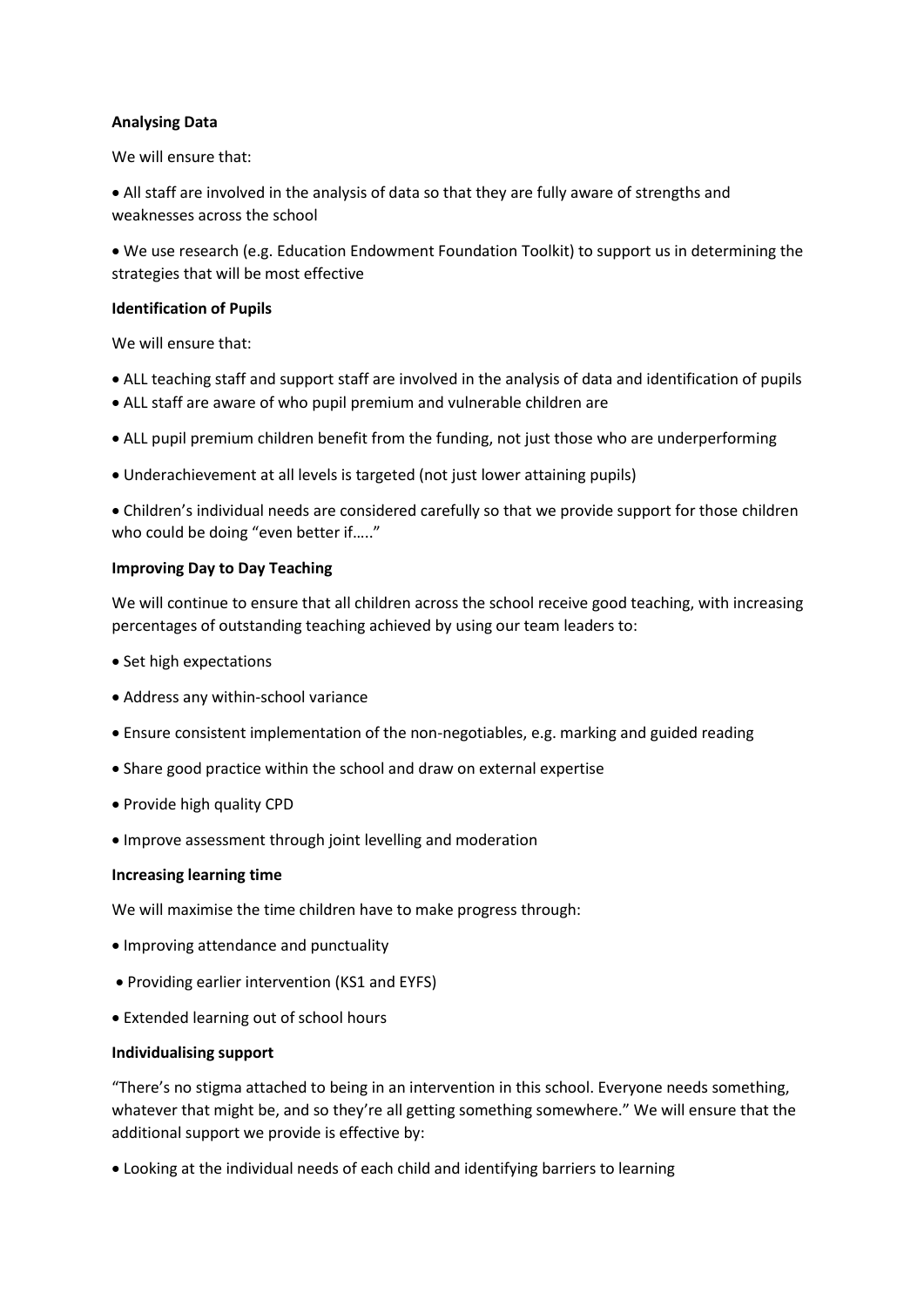**Analysing Data**

We will ensure that:

- All staff are involved in the analysis of data so that they are fully aware of strengths and weaknesses across the school
- We use research (e.g. Education Endowment Foundation Toolkit) to support us in determining the strategies that will be most effective

**Identification of Pupils**

We will ensure that:

- ALL teaching staff and support staff are involved in the analysis of data and identification of pupils
- ALL staff are aware of who pupil premium and vulnerable children are
- ALL pupil premium children benefit from the funding, not just those who are underperforming
- Underachievement at all levels is targeted (not just lower attaining pupils)
- Children's individual needs are considered carefully so that we provide support for those children who could be doing "even better if….."

**Improving Day to Day Teaching**

We will continue to ensure that all children across the school receive good teaching, with increasing percentages of outstanding teaching achieved by using our team leaders to:

- Set high expectations
- Address any within-school variance
- Ensure consistent implementation of the non-negotiables, e.g. marking and guided reading
- Share good practice within the school and draw on external expertise
- Provide high quality CPD
- Improve assessment through joint levelling and moderation

**Increasing learning time**

We will maximise the time children have to make progress through:

- Improving attendance and punctuality
- Providing earlier intervention (KS1 and EYFS)
- Extended learning out of school hours

**Individualising support**

"There's no stigma attached to being in an intervention in this school. Everyone needs something, whatever that might be, and so they're all getting something somewhere." We will ensure that the additional support we provide is effective by:

- Looking at the individual needs of each child and identifying barriers to learning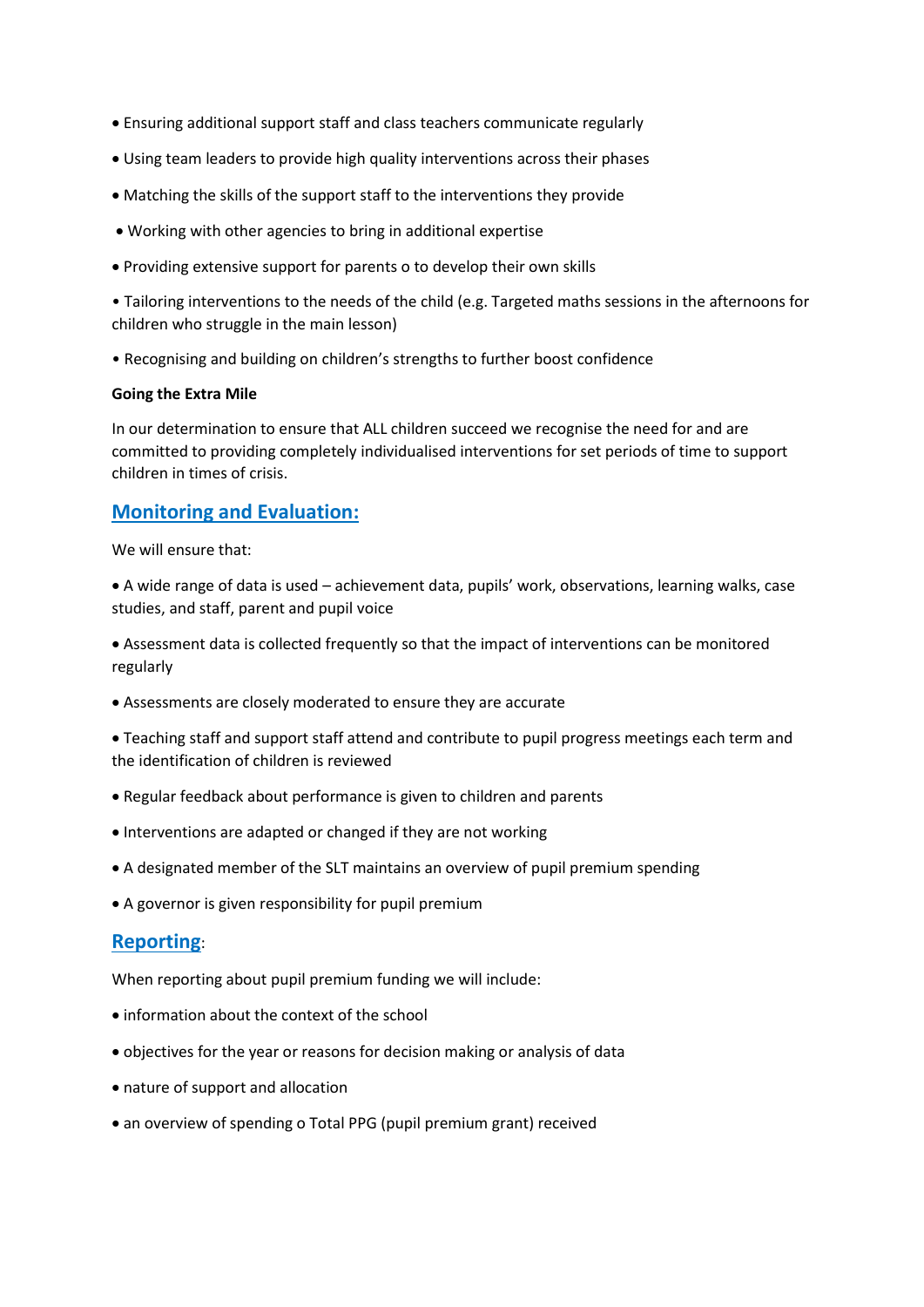- Ensuring additional support staff and class teachers communicate regularly
- Using team leaders to provide high quality interventions across their phases
- Matching the skills of the support staff to the interventions they provide
- Working with other agencies to bring in additional expertise
- Providing extensive support for parents o to develop their own skills
- Tailoring interventions to the needs of the child (e.g. Targeted maths sessions in the afternoons for children who struggle in the main lesson)
- Recognising and building on children's strengths to further boost confidence

**Going the Extra Mile**

In our determination to ensure that ALL children succeed we recognise the need for and are committed to providing completely individualised interventions for set periods of time to support children in times of crisis.

## Monitoring and Evaluation:

We will ensure that:

- A wide range of data is used – achievement data, pupils' work, observations, learning walks, case studies, and staff, parent and pupil voice
- Assessment data is collected frequently so that the impact of interventions can be monitored regularly
- Assessments are closely moderated to ensure they are accurate
- Teaching staff and support staff attend and contribute to pupil progress meetings each term and the identification of children is reviewed
- Regular feedback about performance is given to children and parents
- Interventions are adapted or changed if they are not working
- A designated member of the SLT maintains an overview of pupil premium spending
- A governor is given responsibility for pupil premium

## Reporting:

When reporting about pupil premium funding we will include:

- information about the context of the school
- objectives for the year or reasons for decision making or analysis of data
- nature of support and allocation
- an overview of spending o Total PPG (pupil premium grant) received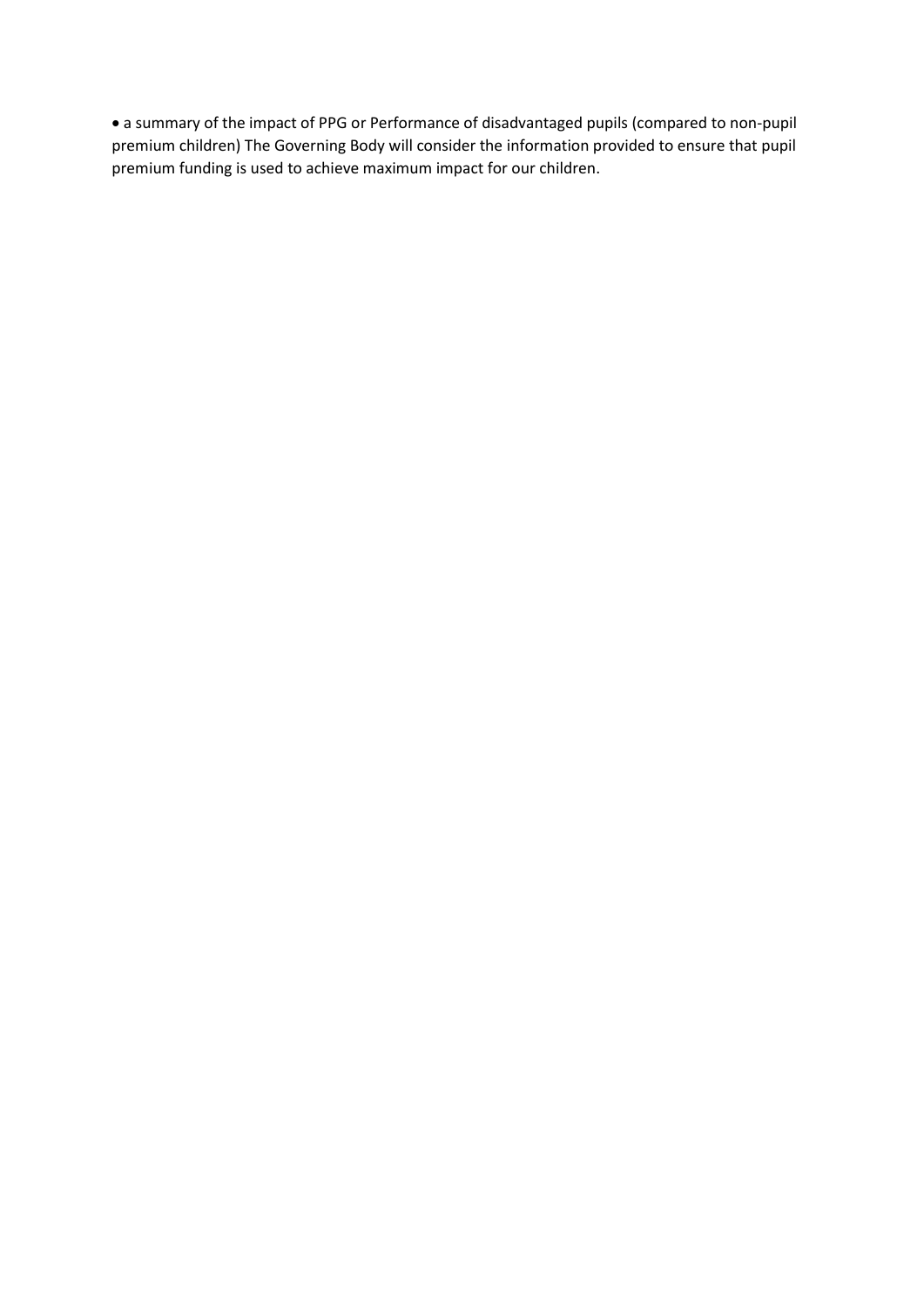- a summary of the impact of PPG or Performance of disadvantaged pupils (compared to non-pupil premium children) The Governing Body will consider the information provided to ensure that pupil premium funding is used to achieve maximum impact for our children.